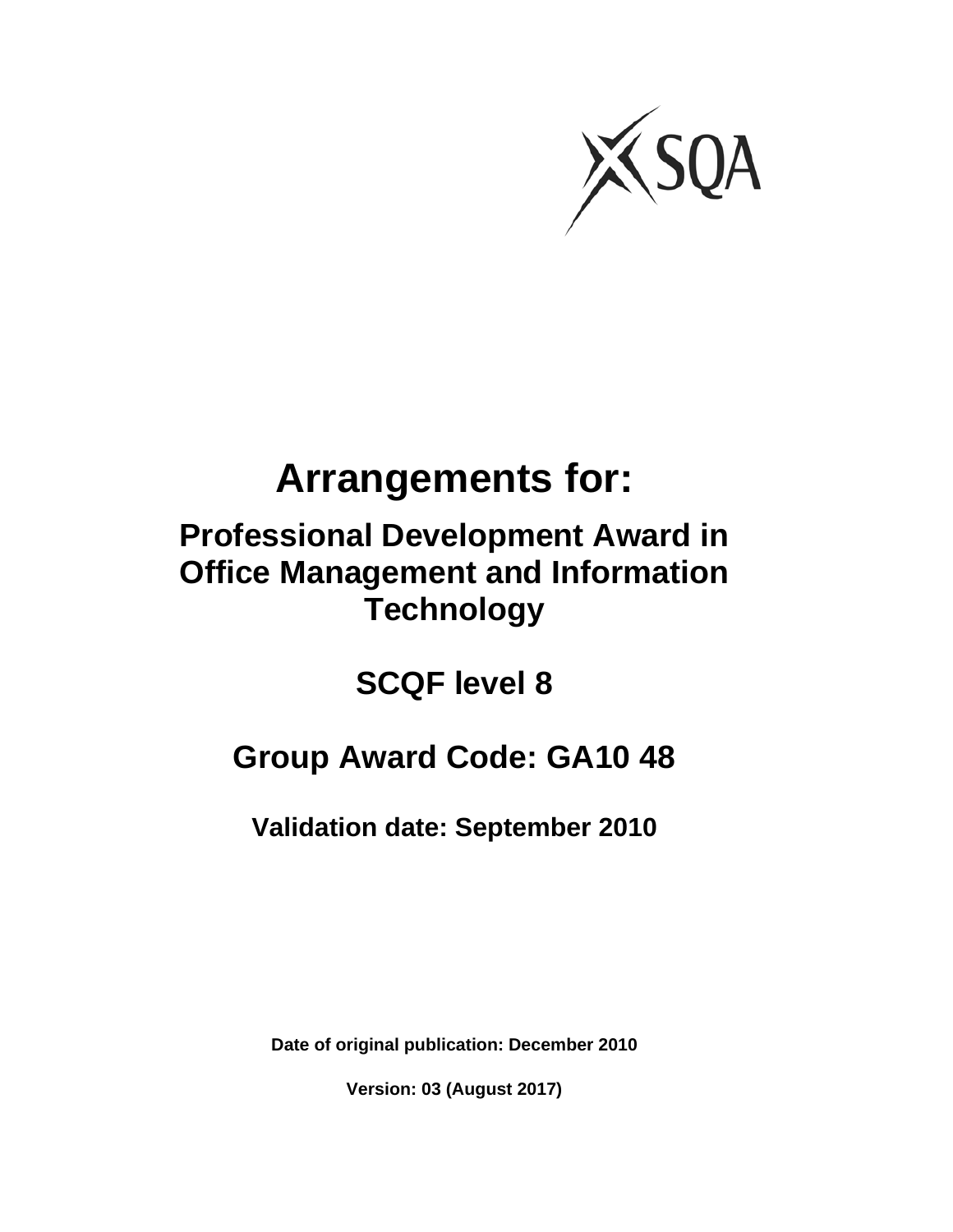SQA

# Arrangements for:

## Professional Development Award in Office Management and Information Technology

## SCQF level 8

## Group Award Code: GA10 48

**Validation date: September 2010**

**Date of original publication: December 2010**

**Version: 03 (August 2017)**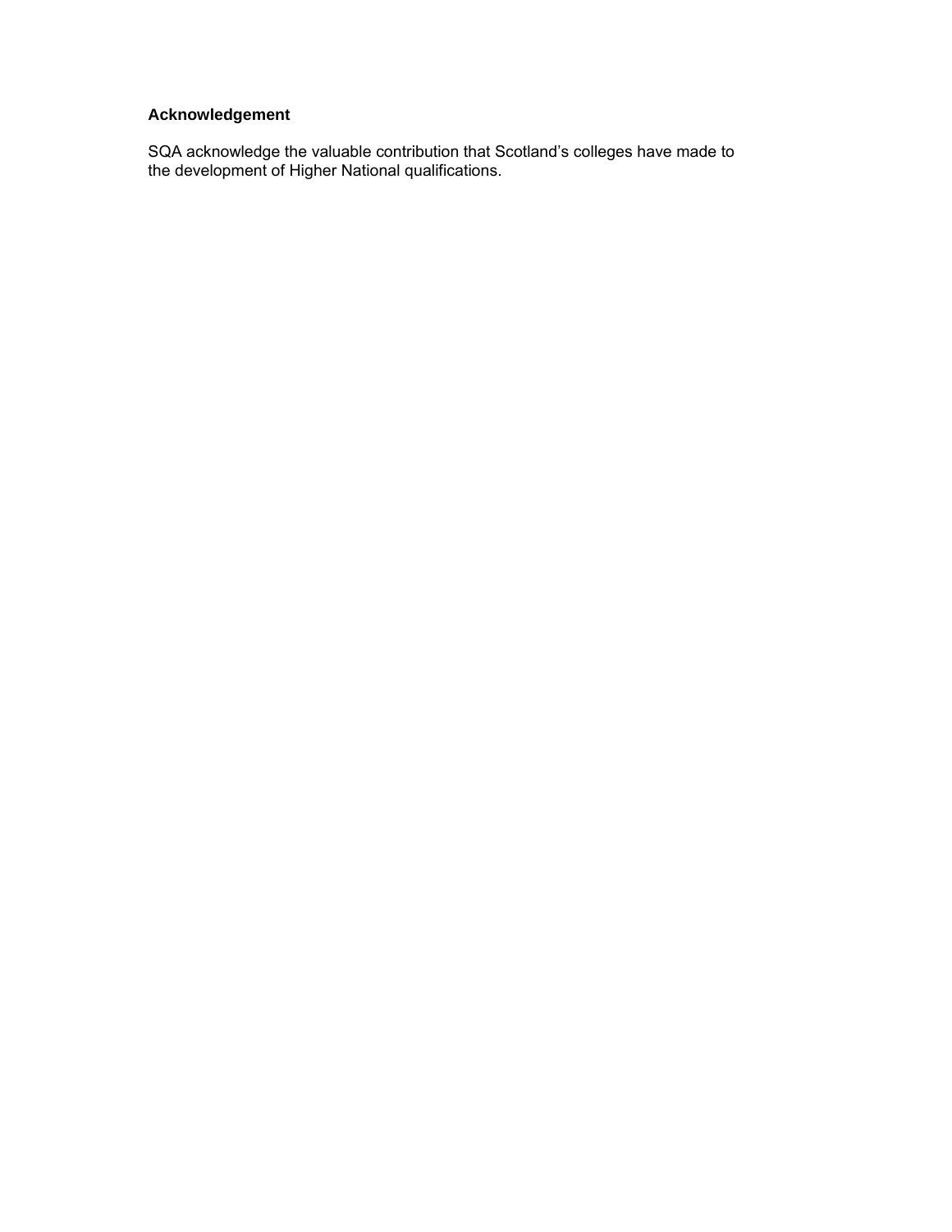**Acknowledgement**

SQA acknowledge the valuable contribution that Scotland's colleges have made to the development of Higher National qualifications.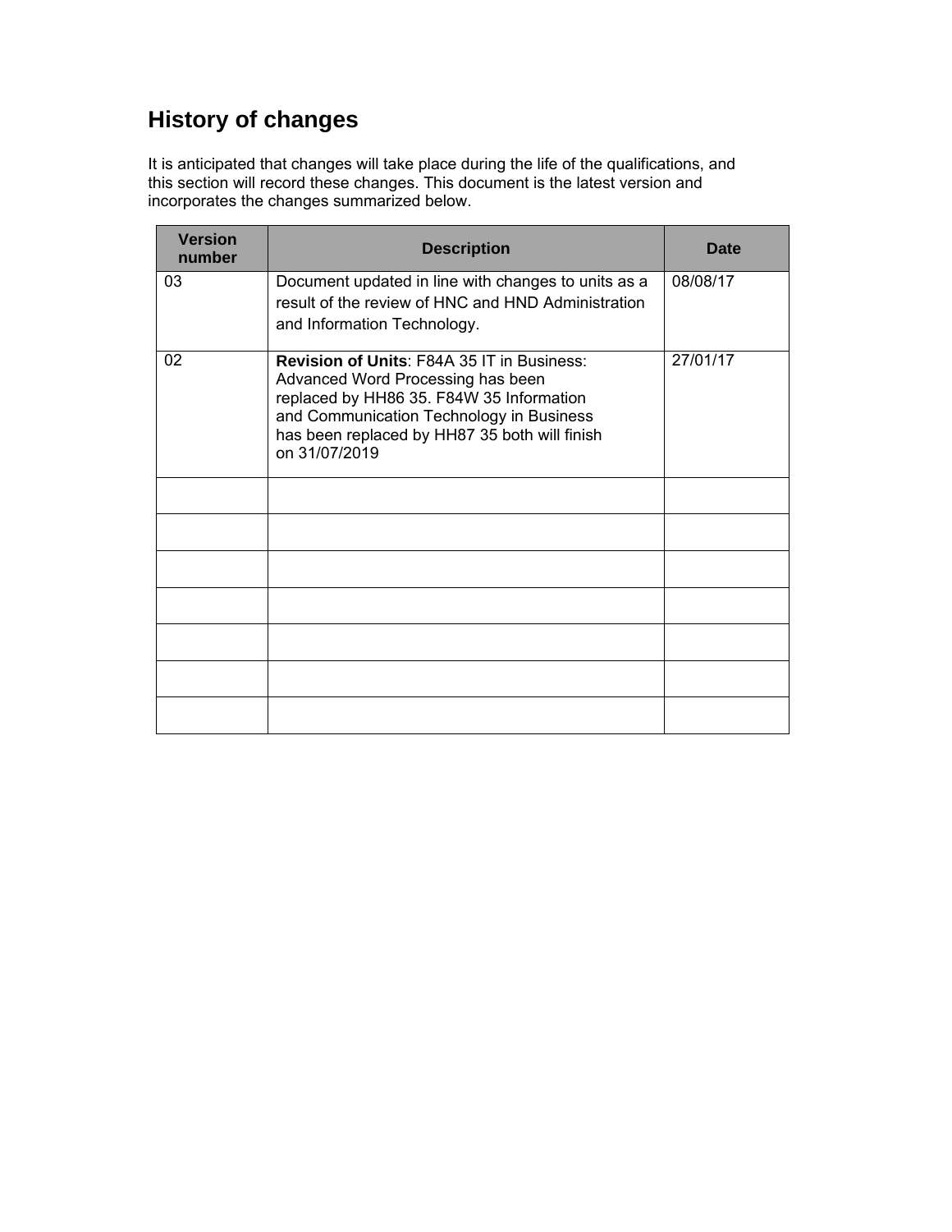## History of changes

It is anticipated that changes will take place during the life of the qualifications, and this section will record these changes. This document is the latest version and incorporates the changes summarized below.

| Version number | Description | Date |
|---|---|---|
| 03 | Document updated in line with changes to units as a result of the review of HNC and HND Administration and Information Technology. | 08/08/17 |
| 02 | **Revision of Units**: F84A 35 IT in Business: Advanced Word Processing has been replaced by HH86 35. F84W 35 Information and Communication Technology in Business has been replaced by HH87 35 both will finish on 31/07/2019 | 27/01/17 |
| | | |
| | | |
| | | |
| | | |
| | | |
| | | |
| | | |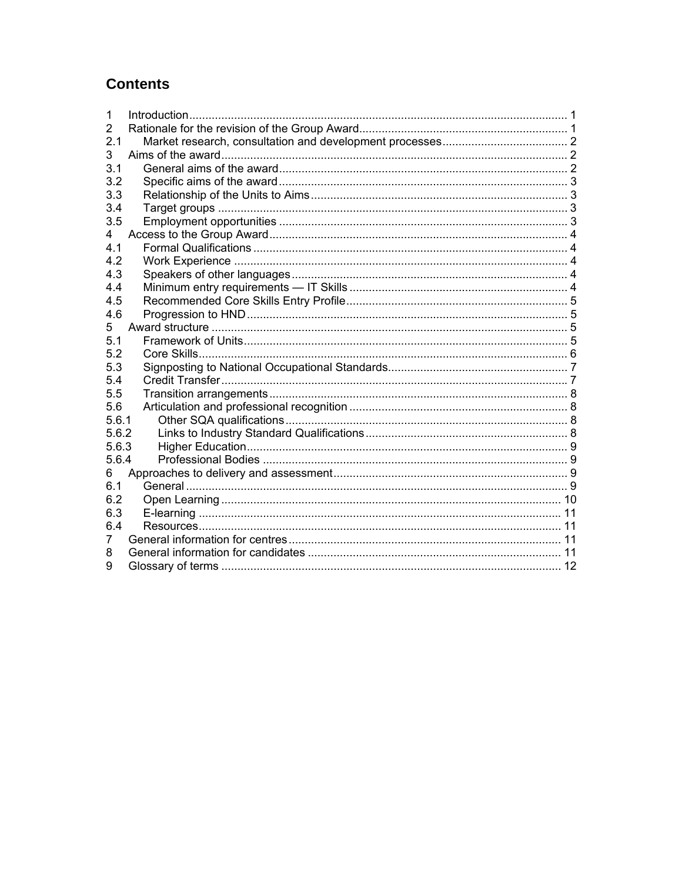## Contents

1 Introduction ..... 1
2 Rationale for the revision of the Group Award ..... 1
2.1 Market research, consultation and development processes ..... 2
3 Aims of the award ..... 2
3.1 General aims of the award ..... 2
3.2 Specific aims of the award ..... 3
3.3 Relationship of the Units to Aims ..... 3
3.4 Target groups ..... 3
3.5 Employment opportunities ..... 3
4 Access to the Group Award ..... 4
4.1 Formal Qualifications ..... 4
4.2 Work Experience ..... 4
4.3 Speakers of other languages ..... 4
4.4 Minimum entry requirements — IT Skills ..... 4
4.5 Recommended Core Skills Entry Profile ..... 5
4.6 Progression to HND ..... 5
5 Award structure ..... 5
5.1 Framework of Units ..... 5
5.2 Core Skills ..... 6
5.3 Signposting to National Occupational Standards ..... 7
5.4 Credit Transfer ..... 7
5.5 Transition arrangements ..... 8
5.6 Articulation and professional recognition ..... 8
5.6.1 Other SQA qualifications ..... 8
5.6.2 Links to Industry Standard Qualifications ..... 8
5.6.3 Higher Education ..... 9
5.6.4 Professional Bodies ..... 9
6 Approaches to delivery and assessment ..... 9
6.1 General ..... 9
6.2 Open Learning ..... 10
6.3 E-learning ..... 11
6.4 Resources ..... 11
7 General information for centres ..... 11
8 General information for candidates ..... 11
9 Glossary of terms ..... 12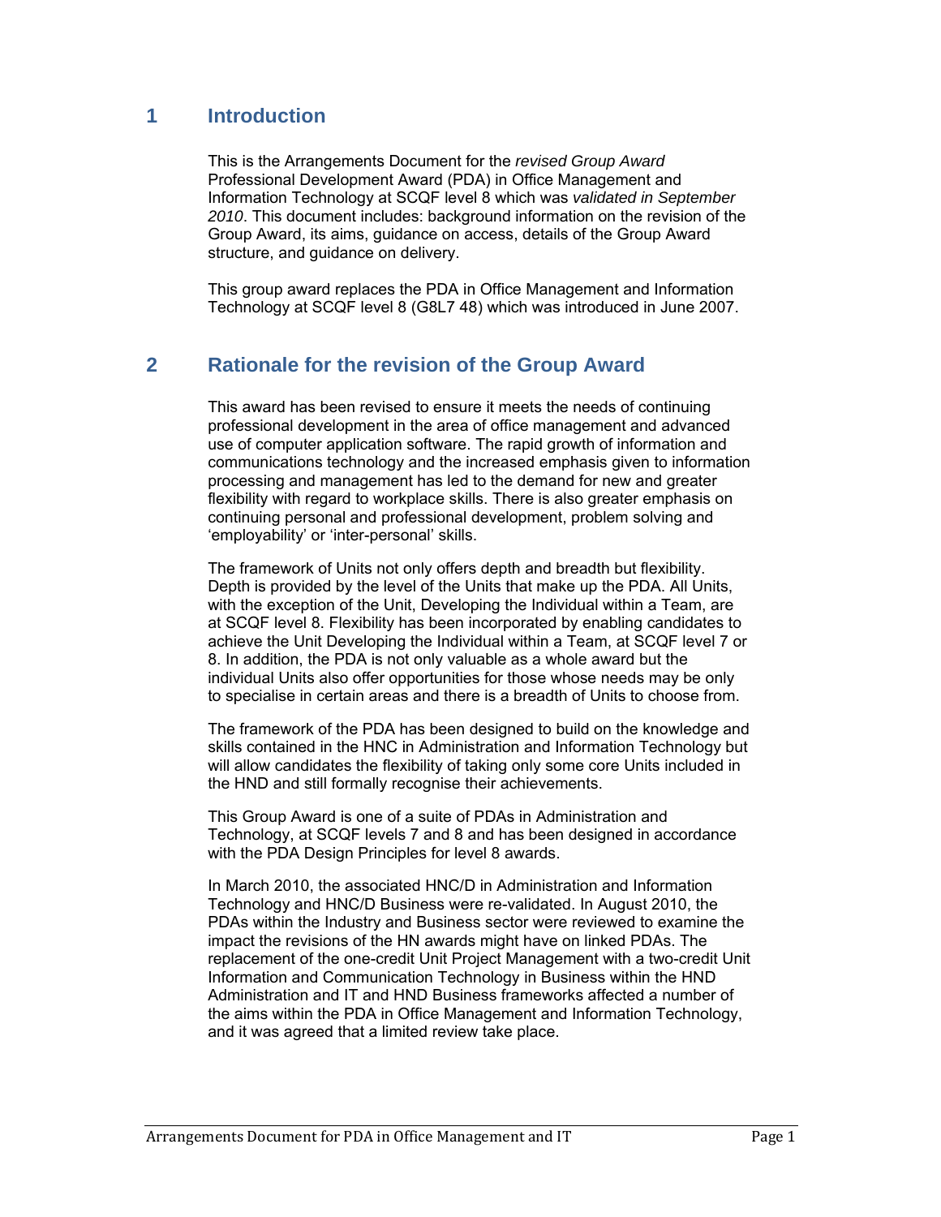# 1 Introduction

This is the Arrangements Document for the *revised Group Award* Professional Development Award (PDA) in Office Management and Information Technology at SCQF level 8 which was *validated in September 2010*. This document includes: background information on the revision of the Group Award, its aims, guidance on access, details of the Group Award structure, and guidance on delivery.

This group award replaces the PDA in Office Management and Information Technology at SCQF level 8 (G8L7 48) which was introduced in June 2007.

# 2 Rationale for the revision of the Group Award

This award has been revised to ensure it meets the needs of continuing professional development in the area of office management and advanced use of computer application software. The rapid growth of information and communications technology and the increased emphasis given to information processing and management has led to the demand for new and greater flexibility with regard to workplace skills. There is also greater emphasis on continuing personal and professional development, problem solving and 'employability' or 'inter-personal' skills.

The framework of Units not only offers depth and breadth but flexibility. Depth is provided by the level of the Units that make up the PDA. All Units, with the exception of the Unit, Developing the Individual within a Team, are at SCQF level 8. Flexibility has been incorporated by enabling candidates to achieve the Unit Developing the Individual within a Team, at SCQF level 7 or 8. In addition, the PDA is not only valuable as a whole award but the individual Units also offer opportunities for those whose needs may be only to specialise in certain areas and there is a breadth of Units to choose from.

The framework of the PDA has been designed to build on the knowledge and skills contained in the HNC in Administration and Information Technology but will allow candidates the flexibility of taking only some core Units included in the HND and still formally recognise their achievements.

This Group Award is one of a suite of PDAs in Administration and Technology, at SCQF levels 7 and 8 and has been designed in accordance with the PDA Design Principles for level 8 awards.

In March 2010, the associated HNC/D in Administration and Information Technology and HNC/D Business were re-validated. In August 2010, the PDAs within the Industry and Business sector were reviewed to examine the impact the revisions of the HN awards might have on linked PDAs. The replacement of the one-credit Unit Project Management with a two-credit Unit Information and Communication Technology in Business within the HND Administration and IT and HND Business frameworks affected a number of the aims within the PDA in Office Management and Information Technology, and it was agreed that a limited review take place.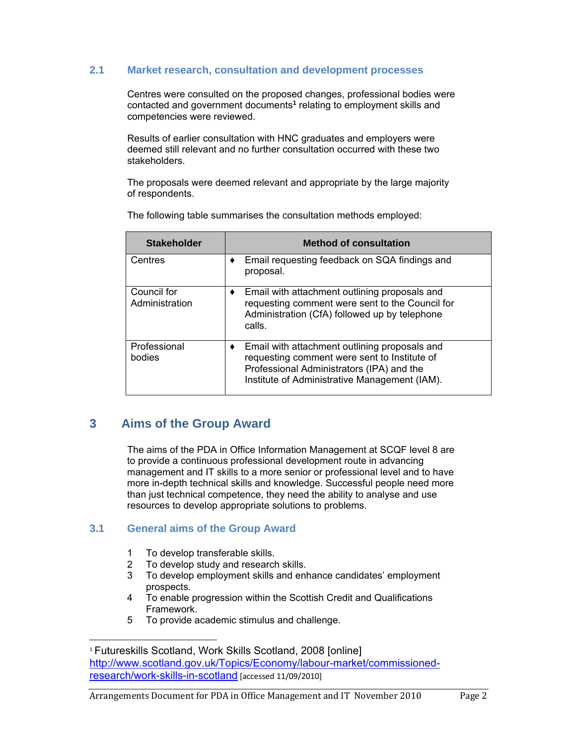### 2.1 Market research, consultation and development processes

Centres were consulted on the proposed changes, professional bodies were contacted and government documents[1] relating to employment skills and competencies were reviewed.

Results of earlier consultation with HNC graduates and employers were deemed still relevant and no further consultation occurred with these two stakeholders.

The proposals were deemed relevant and appropriate by the large majority of respondents.

The following table summarises the consultation methods employed:

| Stakeholder | Method of consultation |
|---|---|
| Centres | ♦ Email requesting feedback on SQA findings and proposal. |
| Council for Administration | ♦ Email with attachment outlining proposals and requesting comment were sent to the Council for Administration (CfA) followed up by telephone calls. |
| Professional bodies | ♦ Email with attachment outlining proposals and requesting comment were sent to Institute of Professional Administrators (IPA) and the Institute of Administrative Management (IAM). |

## 3 Aims of the Group Award

The aims of the PDA in Office Information Management at SCQF level 8 are to provide a continuous professional development route in advancing management and IT skills to a more senior or professional level and to have more in-depth technical skills and knowledge. Successful people need more than just technical competence, they need the ability to analyse and use resources to develop appropriate solutions to problems.

### 3.1 General aims of the Group Award

1. To develop transferable skills.
2. To develop study and research skills.
3. To develop employment skills and enhance candidates' employment prospects.
4. To enable progression within the Scottish Credit and Qualifications Framework.
5. To provide academic stimulus and challenge.

---

[1] Futureskills Scotland, Work Skills Scotland, 2008 [online] http://www.scotland.gov.uk/Topics/Economy/labour-market/commissioned-research/work-skills-in-scotland [accessed 11/09/2010]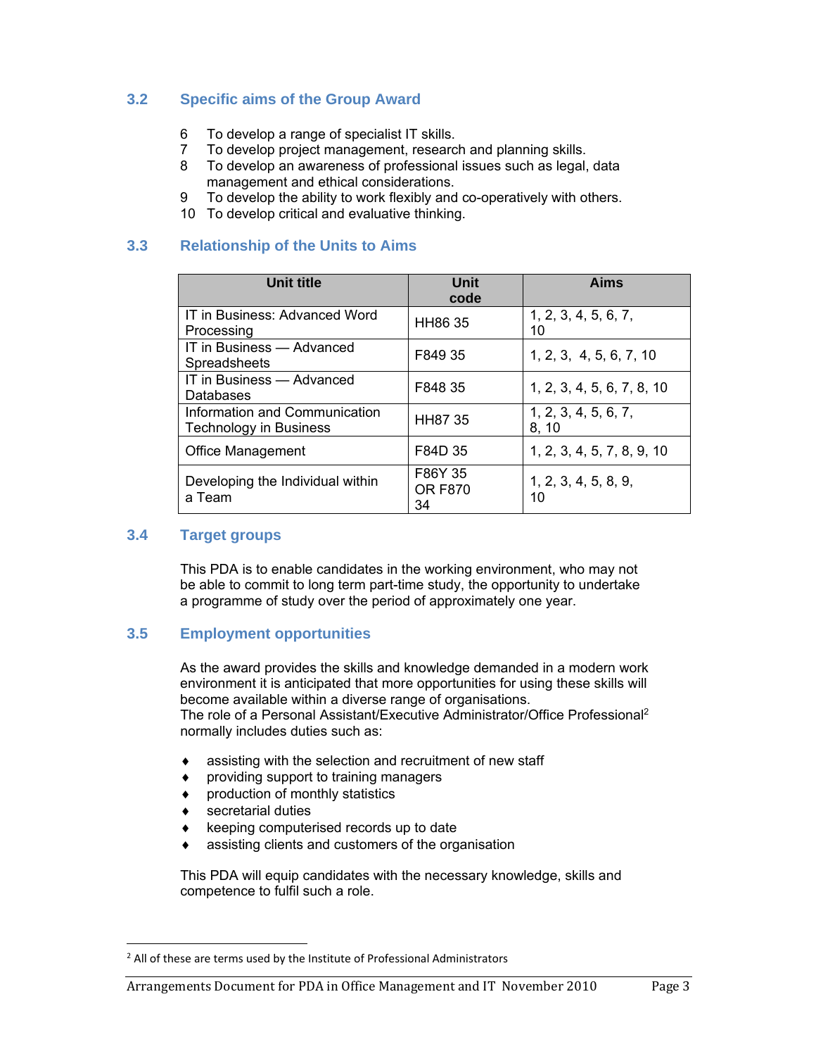## 3.2 Specific aims of the Group Award

6. To develop a range of specialist IT skills.
7. To develop project management, research and planning skills.
8. To develop an awareness of professional issues such as legal, data management and ethical considerations.
9. To develop the ability to work flexibly and co-operatively with others.
10. To develop critical and evaluative thinking.

## 3.3 Relationship of the Units to Aims

| Unit title | Unit code | Aims |
|---|---|---|
| IT in Business: Advanced Word Processing | HH86 35 | 1, 2, 3, 4, 5, 6, 7, 10 |
| IT in Business — Advanced Spreadsheets | F849 35 | 1, 2, 3, 4, 5, 6, 7, 10 |
| IT in Business — Advanced Databases | F848 35 | 1, 2, 3, 4, 5, 6, 7, 8, 10 |
| Information and Communication Technology in Business | HH87 35 | 1, 2, 3, 4, 5, 6, 7, 8, 10 |
| Office Management | F84D 35 | 1, 2, 3, 4, 5, 7, 8, 9, 10 |
| Developing the Individual within a Team | F86Y 35 OR F870 34 | 1, 2, 3, 4, 5, 8, 9, 10 |

## 3.4 Target groups

This PDA is to enable candidates in the working environment, who may not be able to commit to long term part-time study, the opportunity to undertake a programme of study over the period of approximately one year.

## 3.5 Employment opportunities

As the award provides the skills and knowledge demanded in a modern work environment it is anticipated that more opportunities for using these skills will become available within a diverse range of organisations.
The role of a Personal Assistant/Executive Administrator/Office Professional[2] normally includes duties such as:

- assisting with the selection and recruitment of new staff
- providing support to training managers
- production of monthly statistics
- secretarial duties
- keeping computerised records up to date
- assisting clients and customers of the organisation

This PDA will equip candidates with the necessary knowledge, skills and competence to fulfil such a role.

[2] All of these are terms used by the Institute of Professional Administrators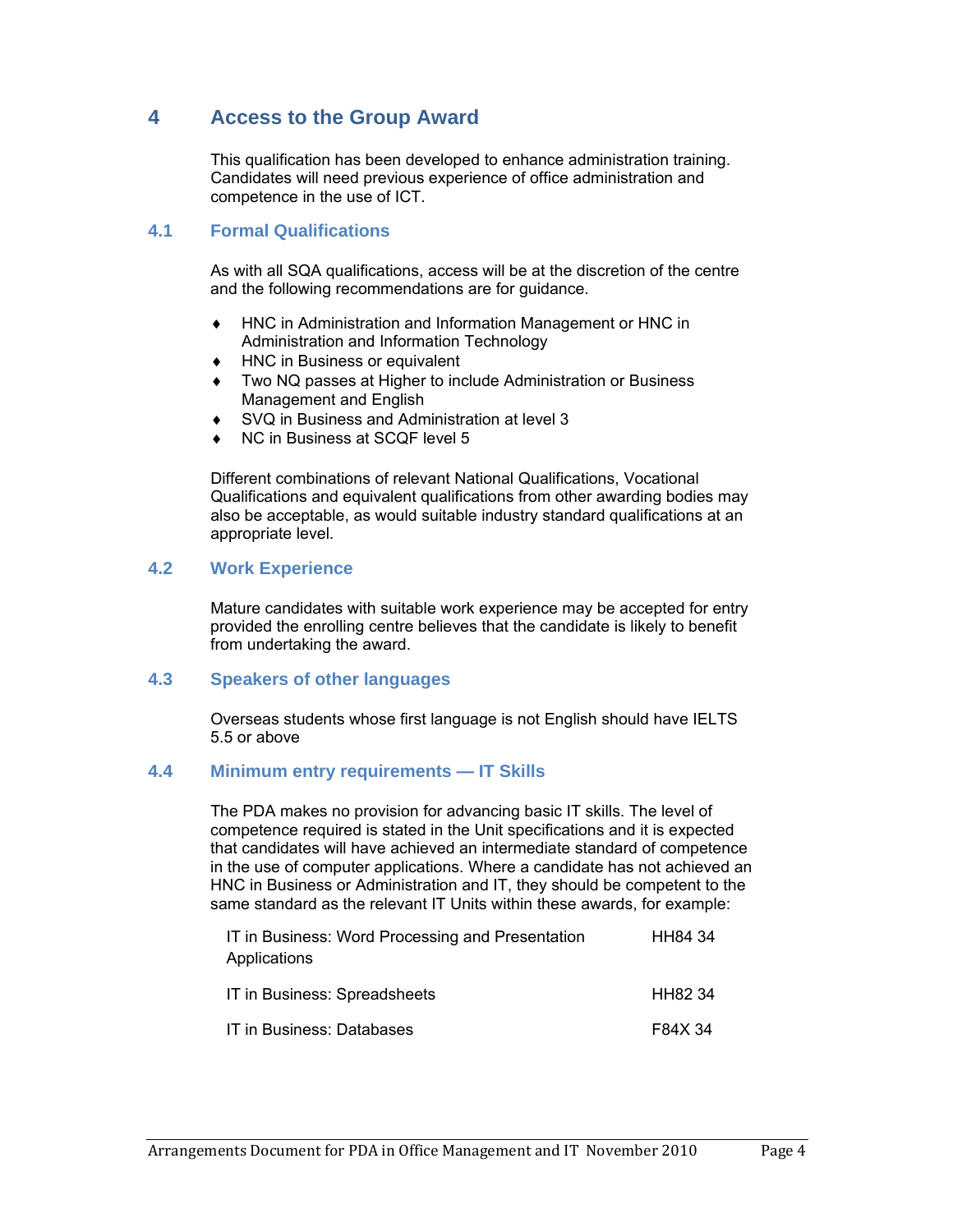## 4 Access to the Group Award

This qualification has been developed to enhance administration training. Candidates will need previous experience of office administration and competence in the use of ICT.

### 4.1 Formal Qualifications

As with all SQA qualifications, access will be at the discretion of the centre and the following recommendations are for guidance.

- HNC in Administration and Information Management or HNC in Administration and Information Technology
- HNC in Business or equivalent
- Two NQ passes at Higher to include Administration or Business Management and English
- SVQ in Business and Administration at level 3
- NC in Business at SCQF level 5

Different combinations of relevant National Qualifications, Vocational Qualifications and equivalent qualifications from other awarding bodies may also be acceptable, as would suitable industry standard qualifications at an appropriate level.

### 4.2 Work Experience

Mature candidates with suitable work experience may be accepted for entry provided the enrolling centre believes that the candidate is likely to benefit from undertaking the award.

### 4.3 Speakers of other languages

Overseas students whose first language is not English should have IELTS 5.5 or above

### 4.4 Minimum entry requirements — IT Skills

The PDA makes no provision for advancing basic IT skills. The level of competence required is stated in the Unit specifications and it is expected that candidates will have achieved an intermediate standard of competence in the use of computer applications. Where a candidate has not achieved an HNC in Business or Administration and IT, they should be competent to the same standard as the relevant IT Units within these awards, for example:

| | |
|---|---|
| IT in Business: Word Processing and Presentation Applications | HH84 34 |
| IT in Business: Spreadsheets | HH82 34 |
| IT in Business: Databases | F84X 34 |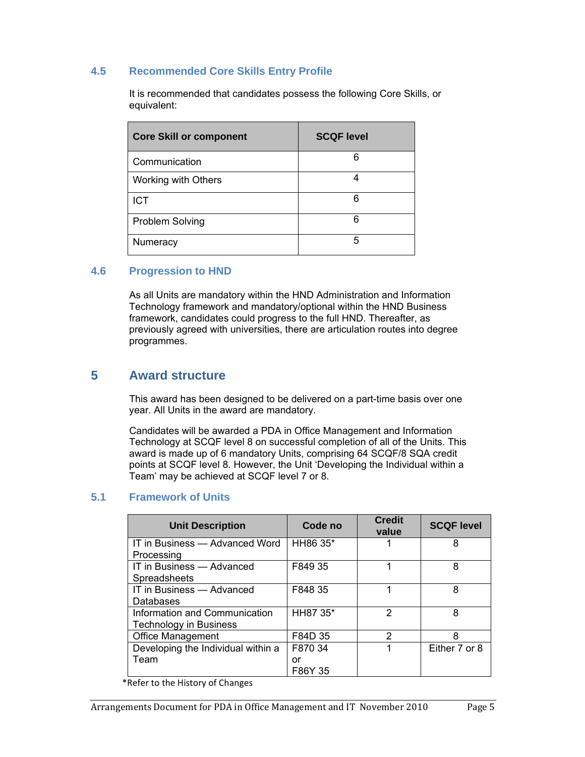### 4.5 Recommended Core Skills Entry Profile

It is recommended that candidates possess the following Core Skills, or equivalent:

| Core Skill or component | SCQF level |
|---|---|
| Communication | 6 |
| Working with Others | 4 |
| ICT | 6 |
| Problem Solving | 6 |
| Numeracy | 5 |

### 4.6 Progression to HND

As all Units are mandatory within the HND Administration and Information Technology framework and mandatory/optional within the HND Business framework, candidates could progress to the full HND. Thereafter, as previously agreed with universities, there are articulation routes into degree programmes.

## 5 Award structure

This award has been designed to be delivered on a part-time basis over one year. All Units in the award are mandatory.

Candidates will be awarded a PDA in Office Management and Information Technology at SCQF level 8 on successful completion of all of the Units. This award is made up of 6 mandatory Units, comprising 64 SCQF/8 SQA credit points at SCQF level 8. However, the Unit 'Developing the Individual within a Team' may be achieved at SCQF level 7 or 8.

### 5.1 Framework of Units

| Unit Description | Code no | Credit value | SCQF level |
|---|---|---|---|
| IT in Business — Advanced Word Processing | HH86 35* | 1 | 8 |
| IT in Business — Advanced Spreadsheets | F849 35 | 1 | 8 |
| IT in Business — Advanced Databases | F848 35 | 1 | 8 |
| Information and Communication Technology in Business | HH87 35* | 2 | 8 |
| Office Management | F84D 35 | 2 | 8 |
| Developing the Individual within a Team | F870 34 or F86Y 35 | 1 | Either 7 or 8 |

*Refer to the History of Changes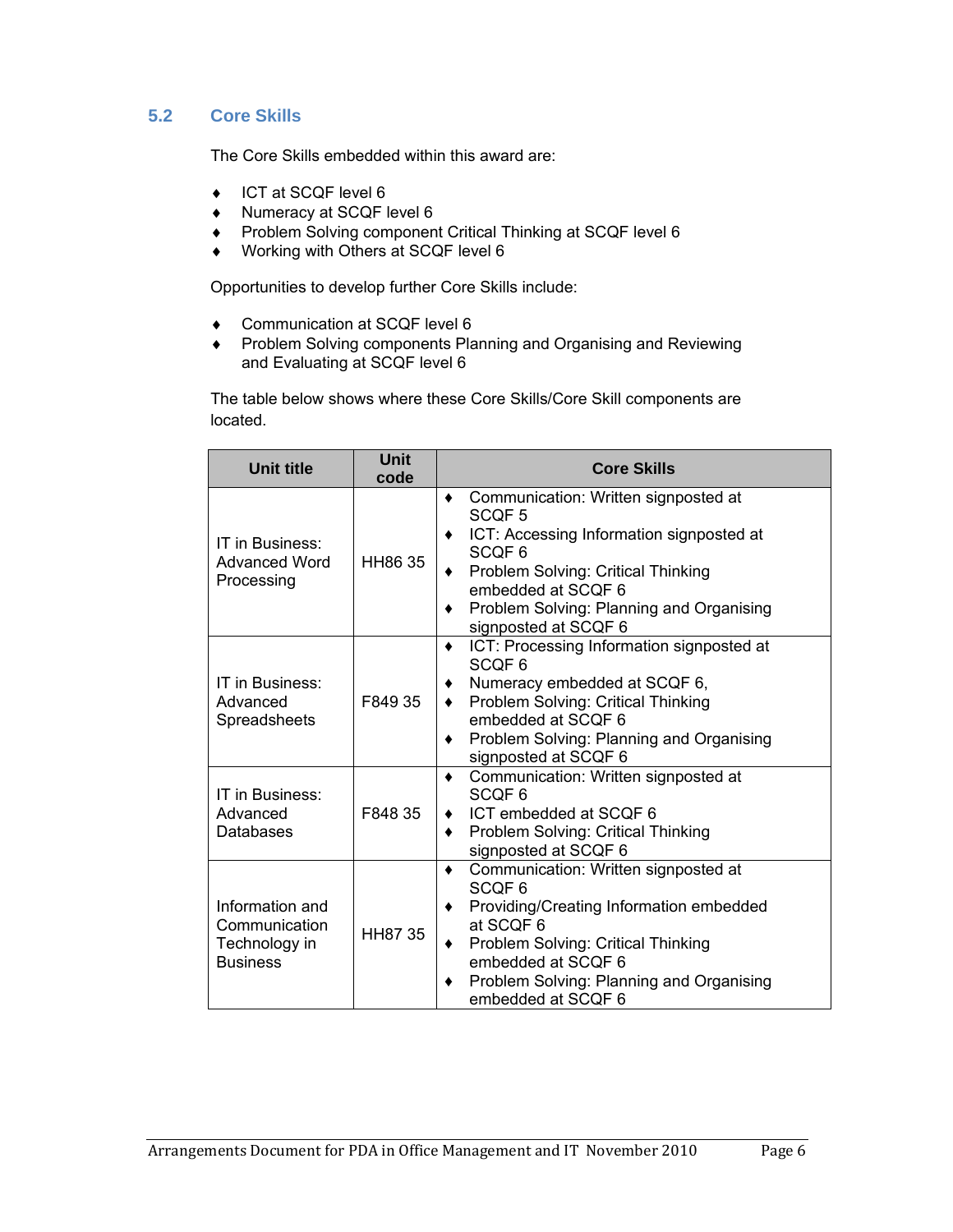## 5.2 Core Skills

The Core Skills embedded within this award are:

- ICT at SCQF level 6
- Numeracy at SCQF level 6
- Problem Solving component Critical Thinking at SCQF level 6
- Working with Others at SCQF level 6

Opportunities to develop further Core Skills include:

- Communication at SCQF level 6
- Problem Solving components Planning and Organising and Reviewing and Evaluating at SCQF level 6

The table below shows where these Core Skills/Core Skill components are located.

| Unit title | Unit code | Core Skills |
|---|---|---|
| IT in Business: Advanced Word Processing | HH86 35 | ♦ Communication: Written signposted at SCQF 5<br>♦ ICT: Accessing Information signposted at SCQF 6<br>♦ Problem Solving: Critical Thinking embedded at SCQF 6<br>♦ Problem Solving: Planning and Organising signposted at SCQF 6 |
| IT in Business: Advanced Spreadsheets | F849 35 | ♦ ICT: Processing Information signposted at SCQF 6<br>♦ Numeracy embedded at SCQF 6,<br>♦ Problem Solving: Critical Thinking embedded at SCQF 6<br>♦ Problem Solving: Planning and Organising signposted at SCQF 6 |
| IT in Business: Advanced Databases | F848 35 | ♦ Communication: Written signposted at SCQF 6<br>♦ ICT embedded at SCQF 6<br>♦ Problem Solving: Critical Thinking signposted at SCQF 6 |
| Information and Communication Technology in Business | HH87 35 | ♦ Communication: Written signposted at SCQF 6<br>♦ Providing/Creating Information embedded at SCQF 6<br>♦ Problem Solving: Critical Thinking embedded at SCQF 6<br>♦ Problem Solving: Planning and Organising embedded at SCQF 6 |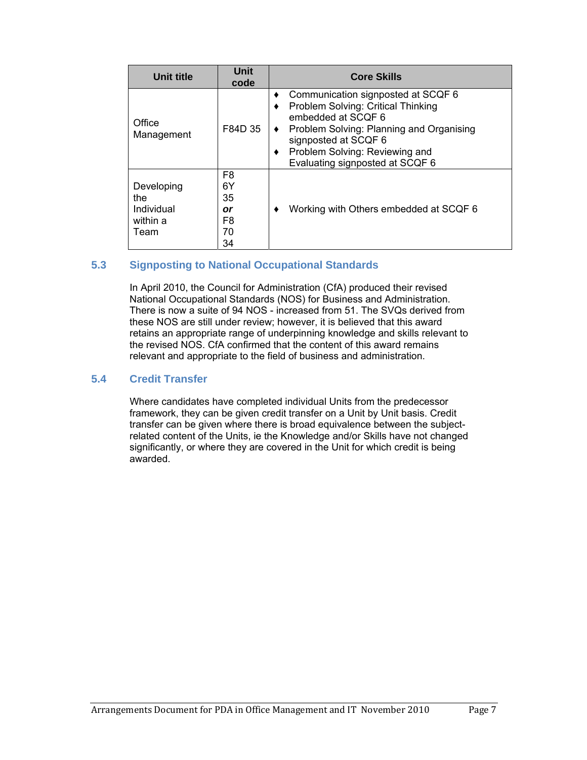| Unit title | Unit code | Core Skills |
|---|---|---|
| Office Management | F84D 35 | ♦ Communication signposted at SCQF 6<br>♦ Problem Solving: Critical Thinking embedded at SCQF 6<br>♦ Problem Solving: Planning and Organising signposted at SCQF 6<br>♦ Problem Solving: Reviewing and Evaluating signposted at SCQF 6 |
| Developing the Individual within a Team | F8 6Y 35 ***or*** F8 70 34 | ♦ Working with Others embedded at SCQF 6 |

## 5.3 Signposting to National Occupational Standards

In April 2010, the Council for Administration (CfA) produced their revised National Occupational Standards (NOS) for Business and Administration. There is now a suite of 94 NOS - increased from 51. The SVQs derived from these NOS are still under review; however, it is believed that this award retains an appropriate range of underpinning knowledge and skills relevant to the revised NOS. CfA confirmed that the content of this award remains relevant and appropriate to the field of business and administration.

## 5.4 Credit Transfer

Where candidates have completed individual Units from the predecessor framework, they can be given credit transfer on a Unit by Unit basis. Credit transfer can be given where there is broad equivalence between the subject-related content of the Units, ie the Knowledge and/or Skills have not changed significantly, or where they are covered in the Unit for which credit is being awarded.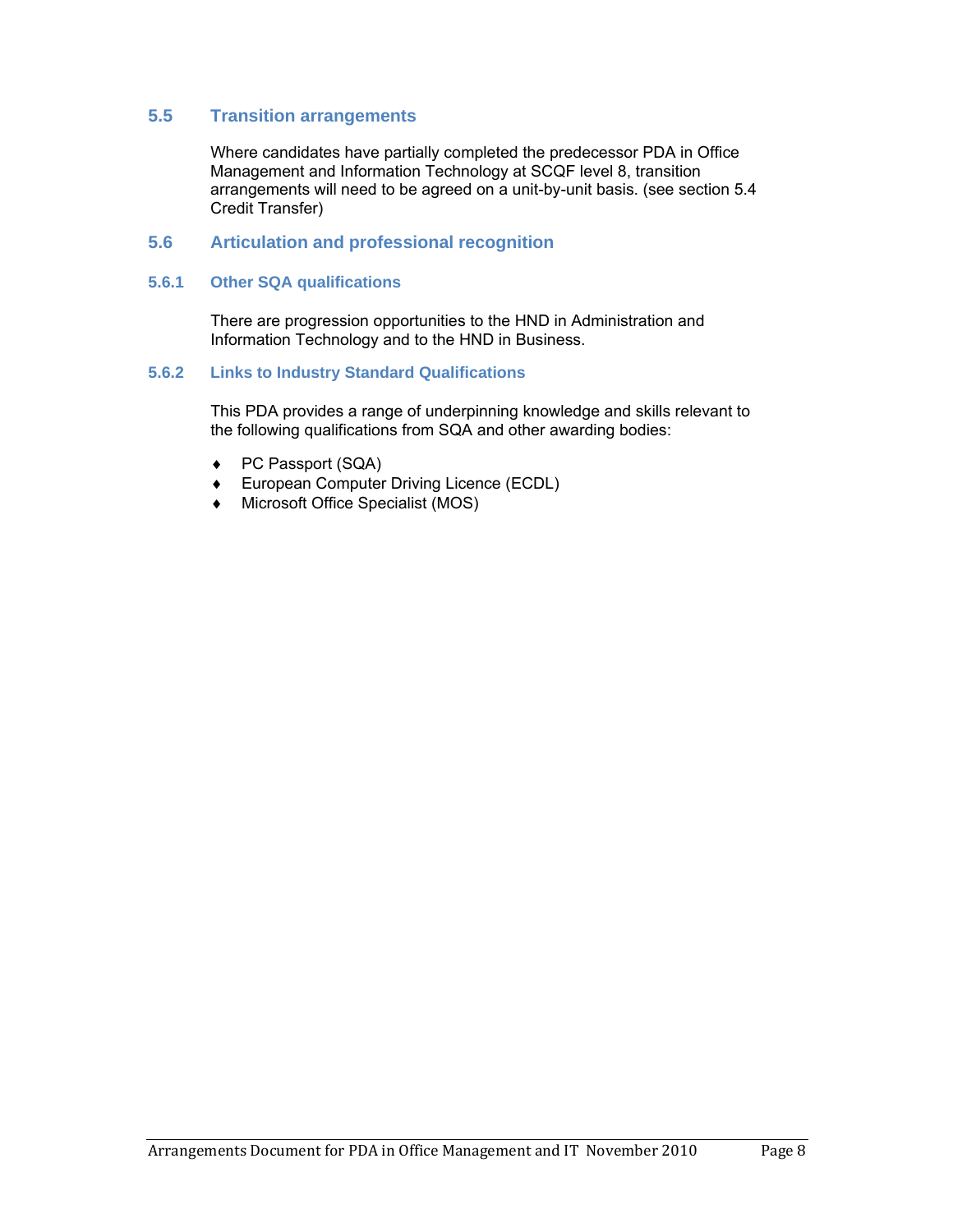## 5.5 Transition arrangements

Where candidates have partially completed the predecessor PDA in Office Management and Information Technology at SCQF level 8, transition arrangements will need to be agreed on a unit-by-unit basis. (see section 5.4 Credit Transfer)

## 5.6 Articulation and professional recognition

### 5.6.1 Other SQA qualifications

There are progression opportunities to the HND in Administration and Information Technology and to the HND in Business.

### 5.6.2 Links to Industry Standard Qualifications

This PDA provides a range of underpinning knowledge and skills relevant to the following qualifications from SQA and other awarding bodies:

- PC Passport (SQA)
- European Computer Driving Licence (ECDL)
- Microsoft Office Specialist (MOS)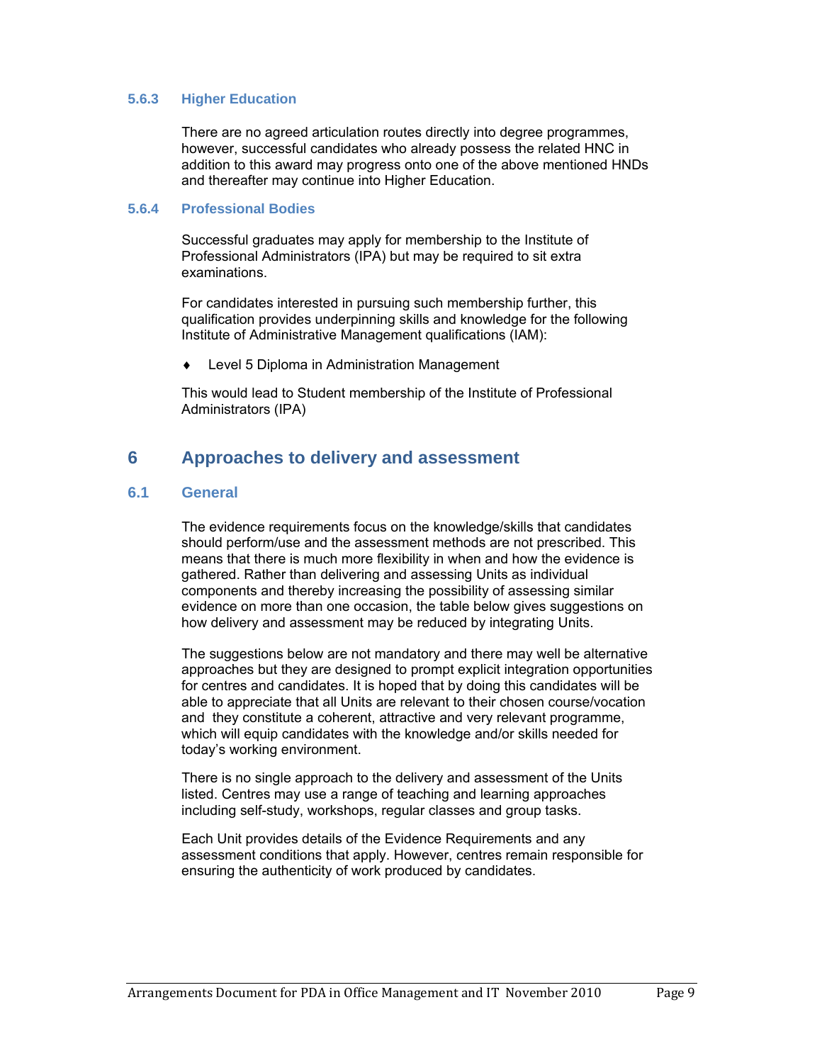### 5.6.3 Higher Education

There are no agreed articulation routes directly into degree programmes, however, successful candidates who already possess the related HNC in addition to this award may progress onto one of the above mentioned HNDs and thereafter may continue into Higher Education.

### 5.6.4 Professional Bodies

Successful graduates may apply for membership to the Institute of Professional Administrators (IPA) but may be required to sit extra examinations.

For candidates interested in pursuing such membership further, this qualification provides underpinning skills and knowledge for the following Institute of Administrative Management qualifications (IAM):

- Level 5 Diploma in Administration Management

This would lead to Student membership of the Institute of Professional Administrators (IPA)

# 6 Approaches to delivery and assessment

## 6.1 General

The evidence requirements focus on the knowledge/skills that candidates should perform/use and the assessment methods are not prescribed. This means that there is much more flexibility in when and how the evidence is gathered. Rather than delivering and assessing Units as individual components and thereby increasing the possibility of assessing similar evidence on more than one occasion, the table below gives suggestions on how delivery and assessment may be reduced by integrating Units.

The suggestions below are not mandatory and there may well be alternative approaches but they are designed to prompt explicit integration opportunities for centres and candidates. It is hoped that by doing this candidates will be able to appreciate that all Units are relevant to their chosen course/vocation and they constitute a coherent, attractive and very relevant programme, which will equip candidates with the knowledge and/or skills needed for today's working environment.

There is no single approach to the delivery and assessment of the Units listed. Centres may use a range of teaching and learning approaches including self-study, workshops, regular classes and group tasks.

Each Unit provides details of the Evidence Requirements and any assessment conditions that apply. However, centres remain responsible for ensuring the authenticity of work produced by candidates.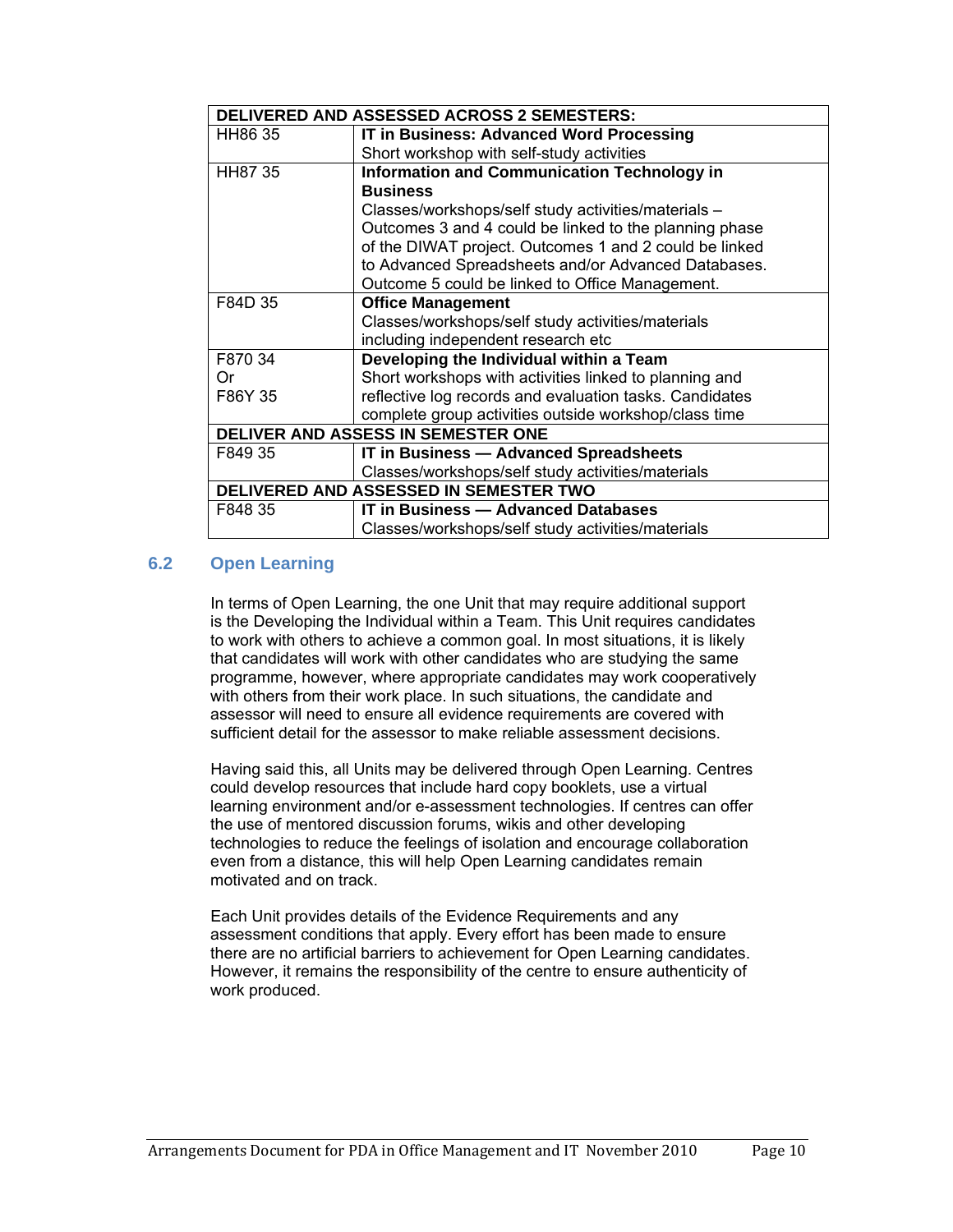| DELIVERED AND ASSESSED ACROSS 2 SEMESTERS: | |
|---|---|
| HH86 35 | **IT in Business: Advanced Word Processing**<br>Short workshop with self-study activities |
| HH87 35 | **Information and Communication Technology in Business**<br>Classes/workshops/self study activities/materials – Outcomes 3 and 4 could be linked to the planning phase of the DIWAT project. Outcomes 1 and 2 could be linked to Advanced Spreadsheets and/or Advanced Databases. Outcome 5 could be linked to Office Management. |
| F84D 35 | **Office Management**<br>Classes/workshops/self study activities/materials including independent research etc |
| F870 34<br>Or<br>F86Y 35 | **Developing the Individual within a Team**<br>Short workshops with activities linked to planning and reflective log records and evaluation tasks. Candidates complete group activities outside workshop/class time |
| **DELIVER AND ASSESS IN SEMESTER ONE** | |
| F849 35 | **IT in Business — Advanced Spreadsheets**<br>Classes/workshops/self study activities/materials |
| **DELIVERED AND ASSESSED IN SEMESTER TWO** | |
| F848 35 | **IT in Business — Advanced Databases**<br>Classes/workshops/self study activities/materials |

### 6.2 Open Learning

In terms of Open Learning, the one Unit that may require additional support is the Developing the Individual within a Team. This Unit requires candidates to work with others to achieve a common goal. In most situations, it is likely that candidates will work with other candidates who are studying the same programme, however, where appropriate candidates may work cooperatively with others from their work place. In such situations, the candidate and assessor will need to ensure all evidence requirements are covered with sufficient detail for the assessor to make reliable assessment decisions.

Having said this, all Units may be delivered through Open Learning. Centres could develop resources that include hard copy booklets, use a virtual learning environment and/or e-assessment technologies. If centres can offer the use of mentored discussion forums, wikis and other developing technologies to reduce the feelings of isolation and encourage collaboration even from a distance, this will help Open Learning candidates remain motivated and on track.

Each Unit provides details of the Evidence Requirements and any assessment conditions that apply. Every effort has been made to ensure there are no artificial barriers to achievement for Open Learning candidates. However, it remains the responsibility of the centre to ensure authenticity of work produced.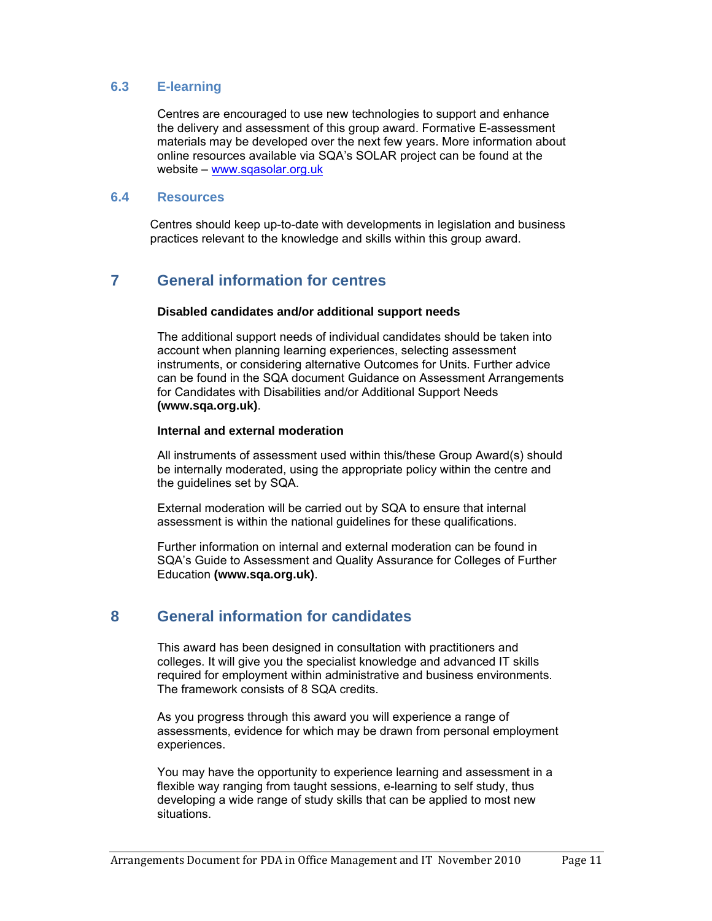### 6.3 E-learning

Centres are encouraged to use new technologies to support and enhance the delivery and assessment of this group award. Formative E-assessment materials may be developed over the next few years. More information about online resources available via SQA's SOLAR project can be found at the website – www.sqasolar.org.uk

### 6.4 Resources

Centres should keep up-to-date with developments in legislation and business practices relevant to the knowledge and skills within this group award.

## 7 General information for centres

**Disabled candidates and/or additional support needs**

The additional support needs of individual candidates should be taken into account when planning learning experiences, selecting assessment instruments, or considering alternative Outcomes for Units. Further advice can be found in the SQA document Guidance on Assessment Arrangements for Candidates with Disabilities and/or Additional Support Needs **(www.sqa.org.uk)**.

**Internal and external moderation**

All instruments of assessment used within this/these Group Award(s) should be internally moderated, using the appropriate policy within the centre and the guidelines set by SQA.

External moderation will be carried out by SQA to ensure that internal assessment is within the national guidelines for these qualifications.

Further information on internal and external moderation can be found in SQA's Guide to Assessment and Quality Assurance for Colleges of Further Education **(www.sqa.org.uk)**.

## 8 General information for candidates

This award has been designed in consultation with practitioners and colleges. It will give you the specialist knowledge and advanced IT skills required for employment within administrative and business environments. The framework consists of 8 SQA credits.

As you progress through this award you will experience a range of assessments, evidence for which may be drawn from personal employment experiences.

You may have the opportunity to experience learning and assessment in a flexible way ranging from taught sessions, e-learning to self study, thus developing a wide range of study skills that can be applied to most new situations.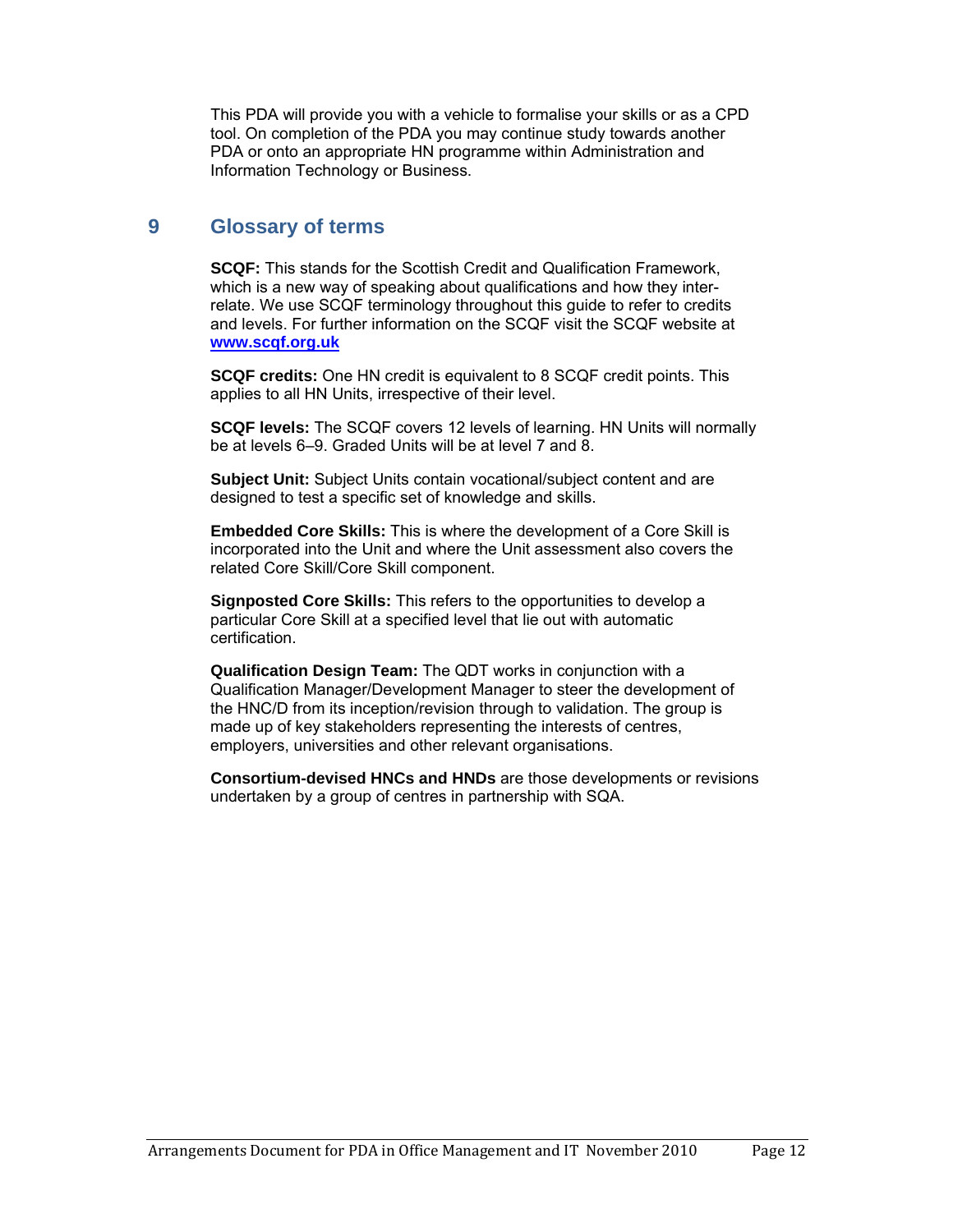This PDA will provide you with a vehicle to formalise your skills or as a CPD tool. On completion of the PDA you may continue study towards another PDA or onto an appropriate HN programme within Administration and Information Technology or Business.

## 9 Glossary of terms

**SCQF:** This stands for the Scottish Credit and Qualification Framework, which is a new way of speaking about qualifications and how they inter-relate. We use SCQF terminology throughout this guide to refer to credits and levels. For further information on the SCQF visit the SCQF website at **www.scqf.org.uk**

**SCQF credits:** One HN credit is equivalent to 8 SCQF credit points. This applies to all HN Units, irrespective of their level.

**SCQF levels:** The SCQF covers 12 levels of learning. HN Units will normally be at levels 6–9. Graded Units will be at level 7 and 8.

**Subject Unit:** Subject Units contain vocational/subject content and are designed to test a specific set of knowledge and skills.

**Embedded Core Skills:** This is where the development of a Core Skill is incorporated into the Unit and where the Unit assessment also covers the related Core Skill/Core Skill component.

**Signposted Core Skills:** This refers to the opportunities to develop a particular Core Skill at a specified level that lie out with automatic certification.

**Qualification Design Team:** The QDT works in conjunction with a Qualification Manager/Development Manager to steer the development of the HNC/D from its inception/revision through to validation. The group is made up of key stakeholders representing the interests of centres, employers, universities and other relevant organisations.

**Consortium-devised HNCs and HNDs** are those developments or revisions undertaken by a group of centres in partnership with SQA.